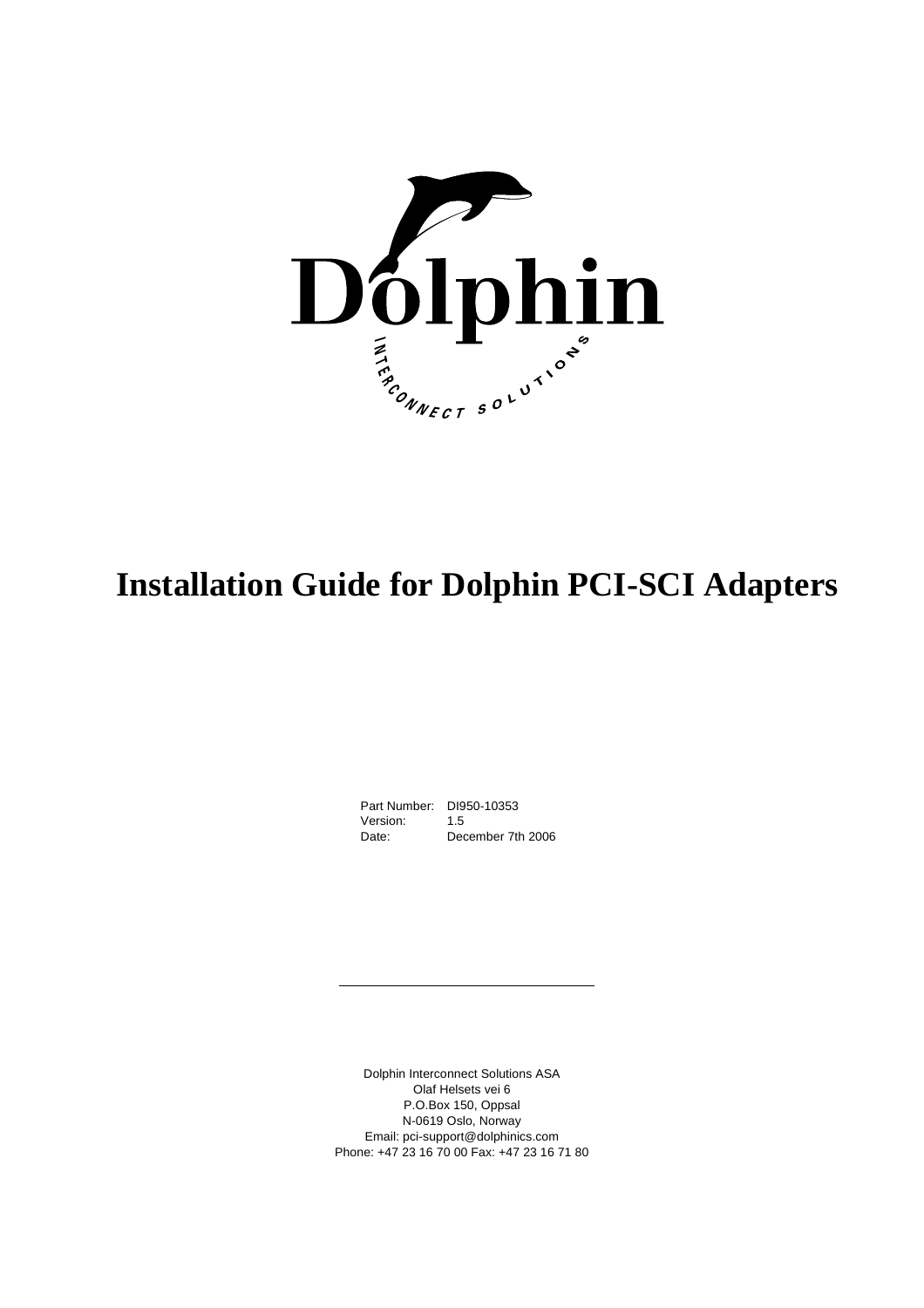Dolphin

INTERCONNECT SOLUTIONS

# Installation Guide for Dolphin PCI-SCI Adapters

| | |
|---|---|
| Part Number: | DI950-10353 |
| Version: | 1.5 |
| Date: | December 7th 2006 |

---

Dolphin Interconnect Solutions ASA
Olaf Helsets vei 6
P.O.Box 150, Oppsal
N-0619 Oslo, Norway
Email: pci-support@dolphinics.com
Phone: +47 23 16 70 00 Fax: +47 23 16 71 80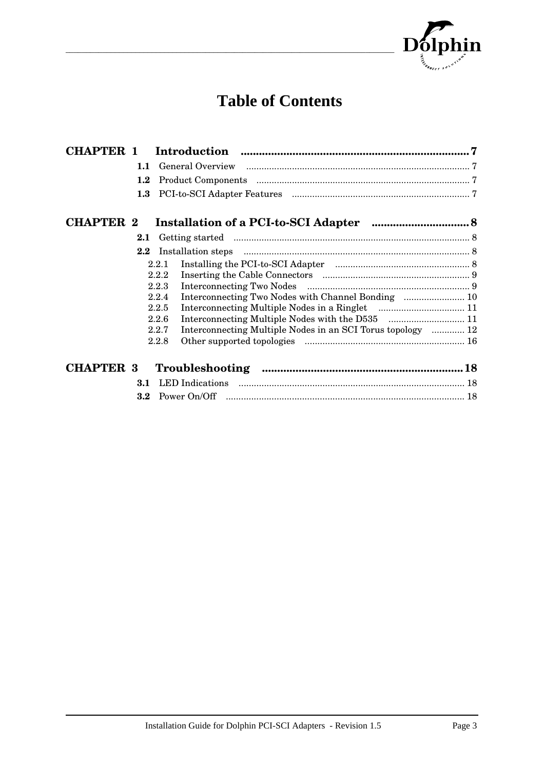# Table of Contents

**CHAPTER 1 Introduction .......................................................................... 7**

- **1.1** General Overview ....................................................................................... 7
- **1.2** Product Components ................................................................................... 7
- **1.3** PCI-to-SCI Adapter Features ..................................................................... 7

**CHAPTER 2 Installation of a PCI-to-SCI Adapter ............................... 8**

- **2.1** Getting started ............................................................................................ 8
- **2.2** Installation steps ........................................................................................ 8
  - 2.2.1 Installing the PCI-to-SCI Adapter ..................................................... 8
  - 2.2.2 Inserting the Cable Connectors .......................................................... 9
  - 2.2.3 Interconnecting Two Nodes ................................................................ 9
  - 2.2.4 Interconnecting Two Nodes with Channel Bonding ........................ 10
  - 2.2.5 Interconnecting Multiple Nodes in a Ringlet .................................. 11
  - 2.2.6 Interconnecting Multiple Nodes with the D535 .............................. 11
  - 2.2.7 Interconnecting Multiple Nodes in an SCI Torus topology ............. 12
  - 2.2.8 Other supported topologies ............................................................... 16

**CHAPTER 3 Troubleshooting ................................................................ 18**

- **3.1** LED Indications ......................................................................................... 18
- **3.2** Power On/Off ............................................................................................. 18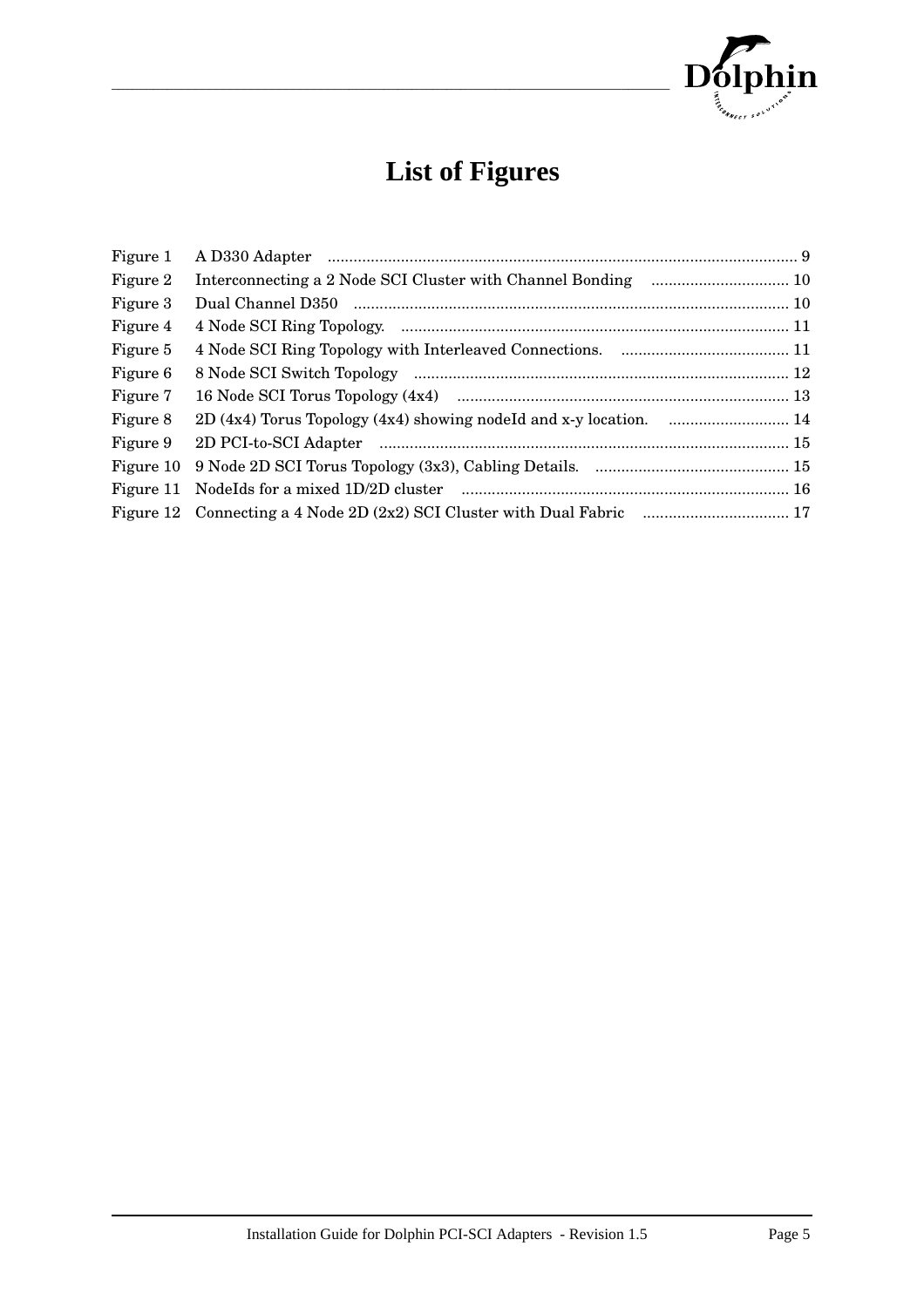# List of Figures

Figure 1 A D330 Adapter ........................................................................................................... 9
Figure 2 Interconnecting a 2 Node SCI Cluster with Channel Bonding ................................ 10
Figure 3 Dual Channel D350 .................................................................................................... 10
Figure 4 4 Node SCI Ring Topology. ........................................................................................ 11
Figure 5 4 Node SCI Ring Topology with Interleaved Connections. ....................................... 11
Figure 6 8 Node SCI Switch Topology ....................................................................................... 12
Figure 7 16 Node SCI Torus Topology (4x4) ............................................................................. 13
Figure 8 2D (4x4) Torus Topology (4x4) showing nodeId and x-y location. ............................ 14
Figure 9 2D PCI-to-SCI Adapter ............................................................................................... 15
Figure 10 9 Node 2D SCI Torus Topology (3x3), Cabling Details. ............................................. 15
Figure 11 NodeIds for a mixed 1D/2D cluster ............................................................................ 16
Figure 12 Connecting a 4 Node 2D (2x2) SCI Cluster with Dual Fabric .................................. 17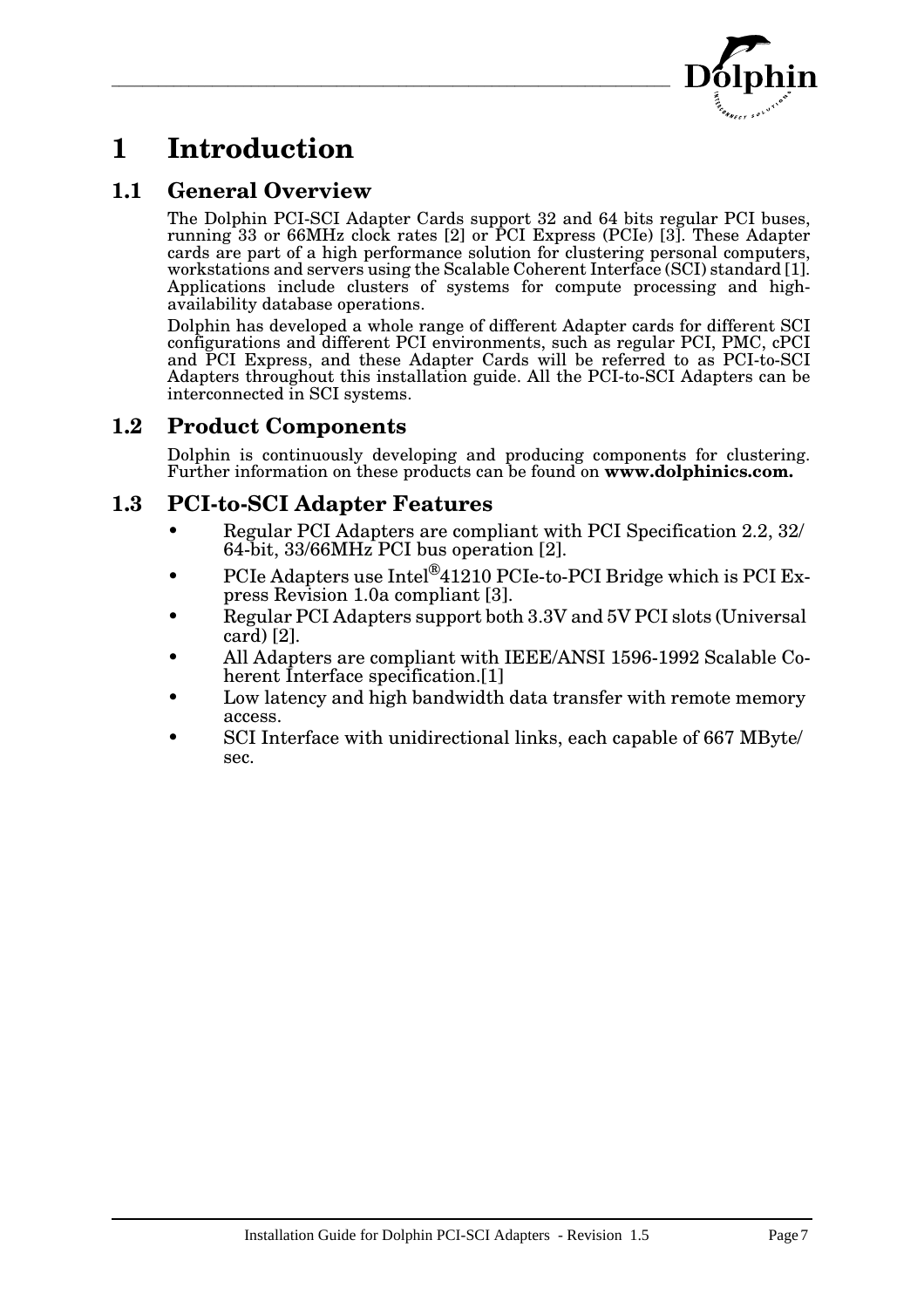# 1 Introduction

## 1.1 General Overview

The Dolphin PCI-SCI Adapter Cards support 32 and 64 bits regular PCI buses, running 33 or 66MHz clock rates [2] or PCI Express (PCIe) [3]. These Adapter cards are part of a high performance solution for clustering personal computers, workstations and servers using the Scalable Coherent Interface (SCI) standard [1]. Applications include clusters of systems for compute processing and high-availability database operations.

Dolphin has developed a whole range of different Adapter cards for different SCI configurations and different PCI environments, such as regular PCI, PMC, cPCI and PCI Express, and these Adapter Cards will be referred to as PCI-to-SCI Adapters throughout this installation guide. All the PCI-to-SCI Adapters can be interconnected in SCI systems.

## 1.2 Product Components

Dolphin is continuously developing and producing components for clustering. Further information on these products can be found on **www.dolphinics.com.**

## 1.3 PCI-to-SCI Adapter Features

- Regular PCI Adapters are compliant with PCI Specification 2.2, 32/64-bit, 33/66MHz PCI bus operation [2].
- PCIe Adapters use Intel®41210 PCIe-to-PCI Bridge which is PCI Express Revision 1.0a compliant [3].
- Regular PCI Adapters support both 3.3V and 5V PCI slots (Universal card) [2].
- All Adapters are compliant with IEEE/ANSI 1596-1992 Scalable Coherent Interface specification.[1]
- Low latency and high bandwidth data transfer with remote memory access.
- SCI Interface with unidirectional links, each capable of 667 MByte/sec.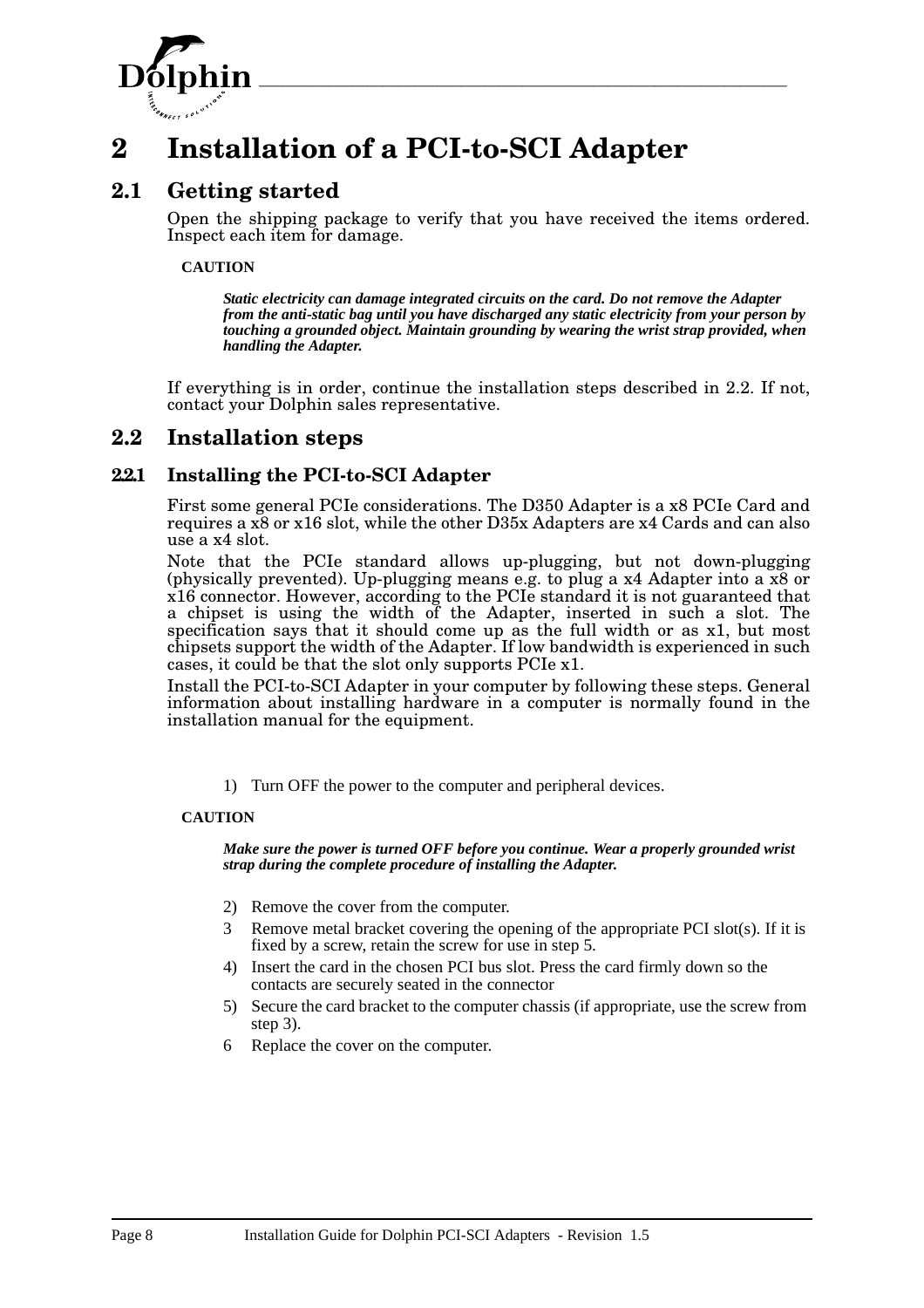# 2 Installation of a PCI-to-SCI Adapter

## 2.1 Getting started

Open the shipping package to verify that you have received the items ordered. Inspect each item for damage.

**CAUTION**

***Static electricity can damage integrated circuits on the card. Do not remove the Adapter from the anti-static bag until you have discharged any static electricity from your person by touching a grounded object. Maintain grounding by wearing the wrist strap provided, when handling the Adapter.***

If everything is in order, continue the installation steps described in 2.2. If not, contact your Dolphin sales representative.

## 2.2 Installation steps

### 2.2.1 Installing the PCI-to-SCI Adapter

First some general PCIe considerations. The D350 Adapter is a x8 PCIe Card and requires a x8 or x16 slot, while the other D35x Adapters are x4 Cards and can also use a x4 slot.

Note that the PCIe standard allows up-plugging, but not down-plugging (physically prevented). Up-plugging means e.g. to plug a x4 Adapter into a x8 or x16 connector. However, according to the PCIe standard it is not guaranteed that a chipset is using the width of the Adapter, inserted in such a slot. The specification says that it should come up as the full width or as x1, but most chipsets support the width of the Adapter. If low bandwidth is experienced in such cases, it could be that the slot only supports PCIe x1.

Install the PCI-to-SCI Adapter in your computer by following these steps. General information about installing hardware in a computer is normally found in the installation manual for the equipment.

1) Turn OFF the power to the computer and peripheral devices.

**CAUTION**

***Make sure the power is turned OFF before you continue. Wear a properly grounded wrist strap during the complete procedure of installing the Adapter.***

2) Remove the cover from the computer.
3 Remove metal bracket covering the opening of the appropriate PCI slot(s). If it is fixed by a screw, retain the screw for use in step 5.
4) Insert the card in the chosen PCI bus slot. Press the card firmly down so the contacts are securely seated in the connector
5) Secure the card bracket to the computer chassis (if appropriate, use the screw from step 3).
6 Replace the cover on the computer.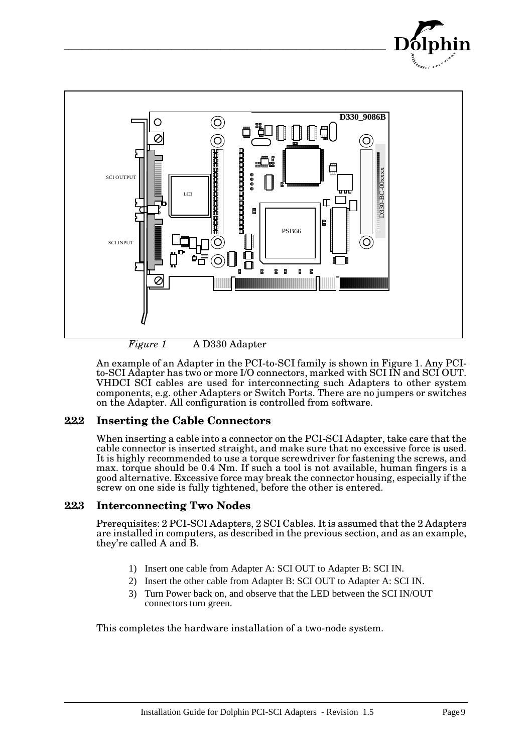*Figure 1* A D330 Adapter

An example of an Adapter in the PCI-to-SCI family is shown in Figure 1. Any PCI-to-SCI Adapter has two or more I/O connectors, marked with SCI IN and SCI OUT. VHDCI SCI cables are used for interconnecting such Adapters to other system components, e.g. other Adapters or Switch Ports. There are no jumpers or switches on the Adapter. All configuration is controlled from software.

### 2.2.2 Inserting the Cable Connectors

When inserting a cable into a connector on the PCI-SCI Adapter, take care that the cable connector is inserted straight, and make sure that no excessive force is used. It is highly recommended to use a torque screwdriver for fastening the screws, and max. torque should be 0.4 Nm. If such a tool is not available, human fingers is a good alternative. Excessive force may break the connector housing, especially if the screw on one side is fully tightened, before the other is entered.

### 2.2.3 Interconnecting Two Nodes

Prerequisites: 2 PCI-SCI Adapters, 2 SCI Cables. It is assumed that the 2 Adapters are installed in computers, as described in the previous section, and as an example, they're called A and B.

1) Insert one cable from Adapter A: SCI OUT to Adapter B: SCI IN.
2) Insert the other cable from Adapter B: SCI OUT to Adapter A: SCI IN.
3) Turn Power back on, and observe that the LED between the SCI IN/OUT connectors turn green.

This completes the hardware installation of a two-node system.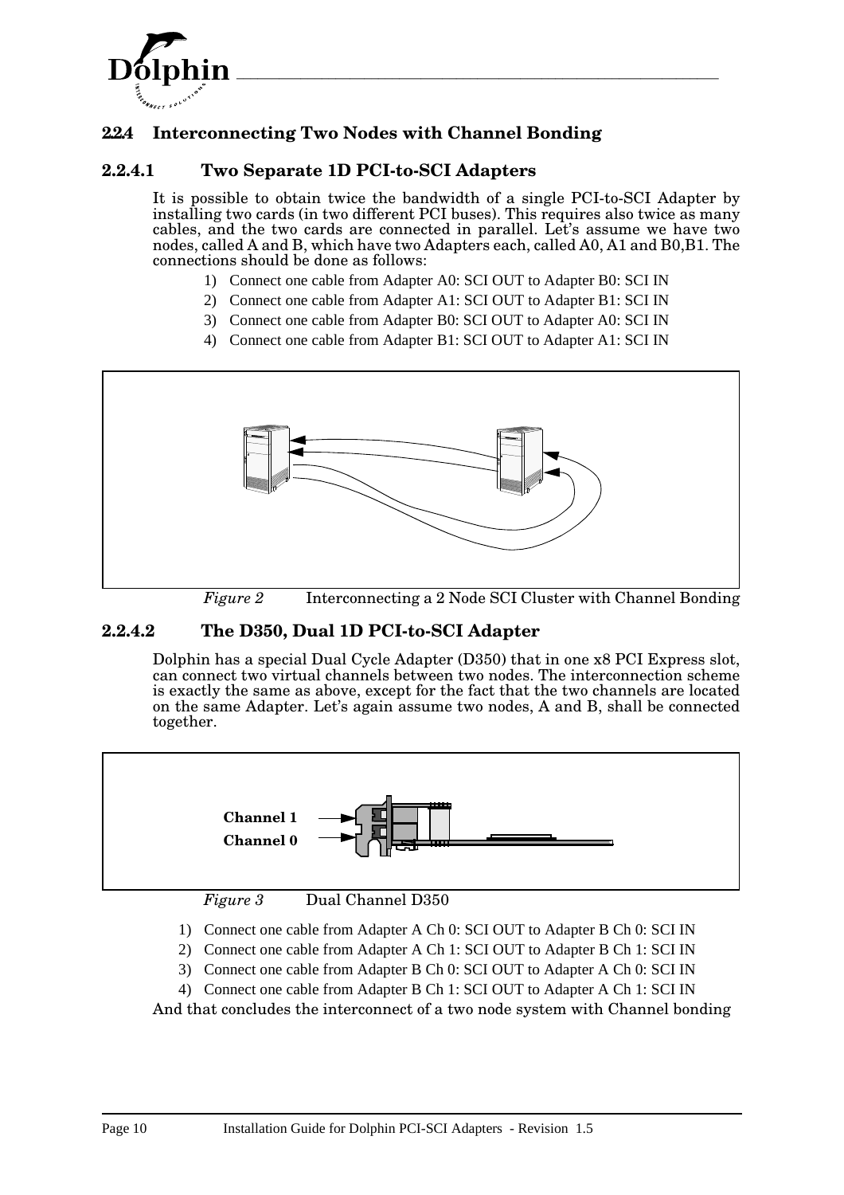### 2.2.4 Interconnecting Two Nodes with Channel Bonding

#### 2.2.4.1 Two Separate 1D PCI-to-SCI Adapters

It is possible to obtain twice the bandwidth of a single PCI-to-SCI Adapter by installing two cards (in two different PCI buses). This requires also twice as many cables, and the two cards are connected in parallel. Let's assume we have two nodes, called A and B, which have two Adapters each, called A0, A1 and B0,B1. The connections should be done as follows:

1) Connect one cable from Adapter A0: SCI OUT to Adapter B0: SCI IN
2) Connect one cable from Adapter A1: SCI OUT to Adapter B1: SCI IN
3) Connect one cable from Adapter B0: SCI OUT to Adapter A0: SCI IN
4) Connect one cable from Adapter B1: SCI OUT to Adapter A1: SCI IN

*Figure 2* Interconnecting a 2 Node SCI Cluster with Channel Bonding

#### 2.2.4.2 The D350, Dual 1D PCI-to-SCI Adapter

Dolphin has a special Dual Cycle Adapter (D350) that in one x8 PCI Express slot, can connect two virtual channels between two nodes. The interconnection scheme is exactly the same as above, except for the fact that the two channels are located on the same Adapter. Let's again assume two nodes, A and B, shall be connected together.

**Channel 1**

**Channel 0**

*Figure 3* Dual Channel D350

1) Connect one cable from Adapter A Ch 0: SCI OUT to Adapter B Ch 0: SCI IN
2) Connect one cable from Adapter A Ch 1: SCI OUT to Adapter B Ch 1: SCI IN
3) Connect one cable from Adapter B Ch 0: SCI OUT to Adapter A Ch 0: SCI IN
4) Connect one cable from Adapter B Ch 1: SCI OUT to Adapter A Ch 1: SCI IN

And that concludes the interconnect of a two node system with Channel bonding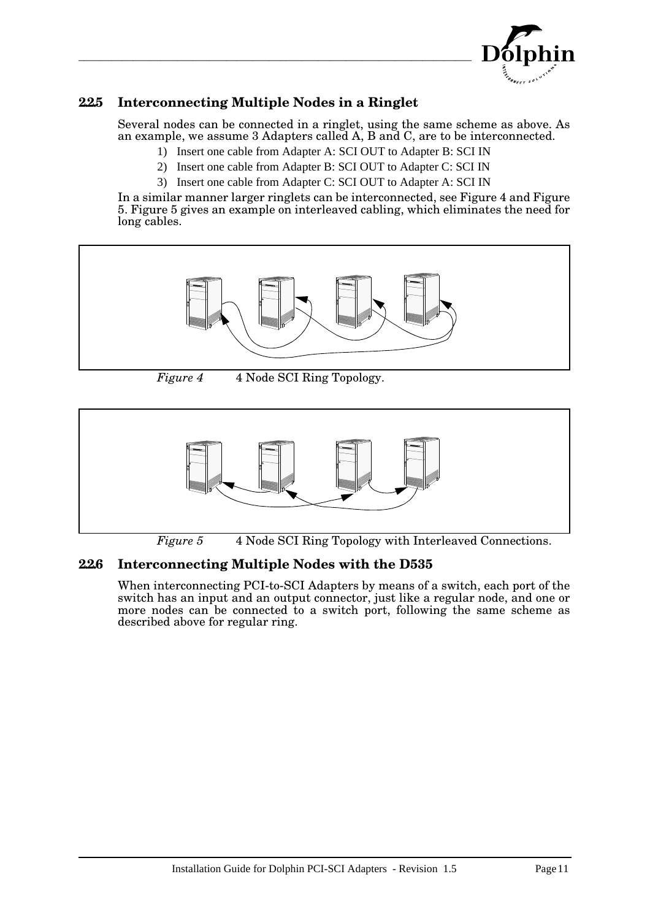### 2.2.5 Interconnecting Multiple Nodes in a Ringlet

Several nodes can be connected in a ringlet, using the same scheme as above. As an example, we assume 3 Adapters called A, B and C, are to be interconnected.

1) Insert one cable from Adapter A: SCI OUT to Adapter B: SCI IN
2) Insert one cable from Adapter B: SCI OUT to Adapter C: SCI IN
3) Insert one cable from Adapter C: SCI OUT to Adapter A: SCI IN

In a similar manner larger ringlets can be interconnected, see Figure 4 and Figure 5. Figure 5 gives an example on interleaved cabling, which eliminates the need for long cables.

*Figure 4* 4 Node SCI Ring Topology.

*Figure 5* 4 Node SCI Ring Topology with Interleaved Connections.

### 2.2.6 Interconnecting Multiple Nodes with the D535

When interconnecting PCI-to-SCI Adapters by means of a switch, each port of the switch has an input and an output connector, just like a regular node, and one or more nodes can be connected to a switch port, following the same scheme as described above for regular ring.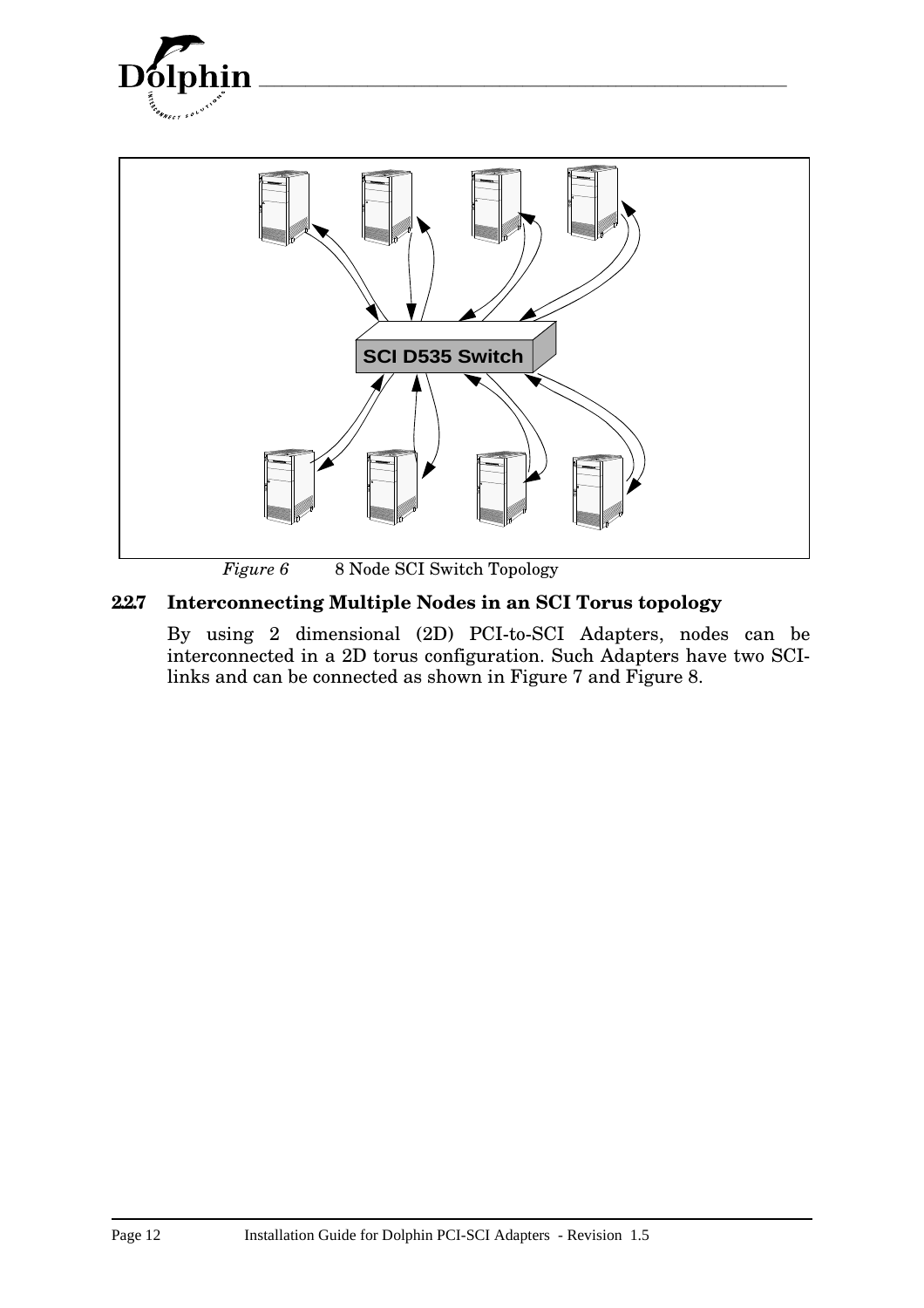SCI D535 Switch

*Figure 6* 8 Node SCI Switch Topology

### 2.2.7 Interconnecting Multiple Nodes in an SCI Torus topology

By using 2 dimensional (2D) PCI-to-SCI Adapters, nodes can be interconnected in a 2D torus configuration. Such Adapters have two SCI-links and can be connected as shown in Figure 7 and Figure 8.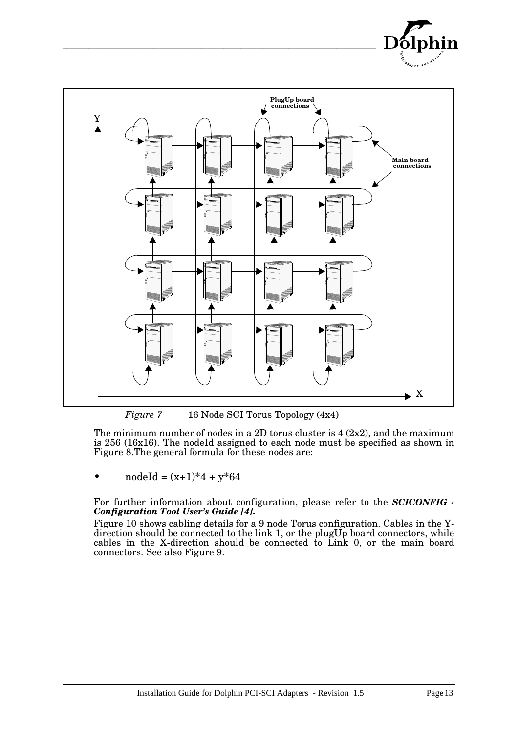*Figure 7* 16 Node SCI Torus Topology (4x4)

The minimum number of nodes in a 2D torus cluster is 4 (2x2), and the maximum is 256 (16x16). The nodeId assigned to each node must be specified as shown in Figure 8.The general formula for these nodes are:

- nodeId = (x+1)*4 + y*64

For further information about configuration, please refer to the ***SCICONFIG - Configuration Tool User's Guide [4].***

Figure 10 shows cabling details for a 9 node Torus configuration. Cables in the Y-direction should be connected to the link 1, or the plugUp board connectors, while cables in the X-direction should be connected to Link 0, or the main board connectors. See also Figure 9.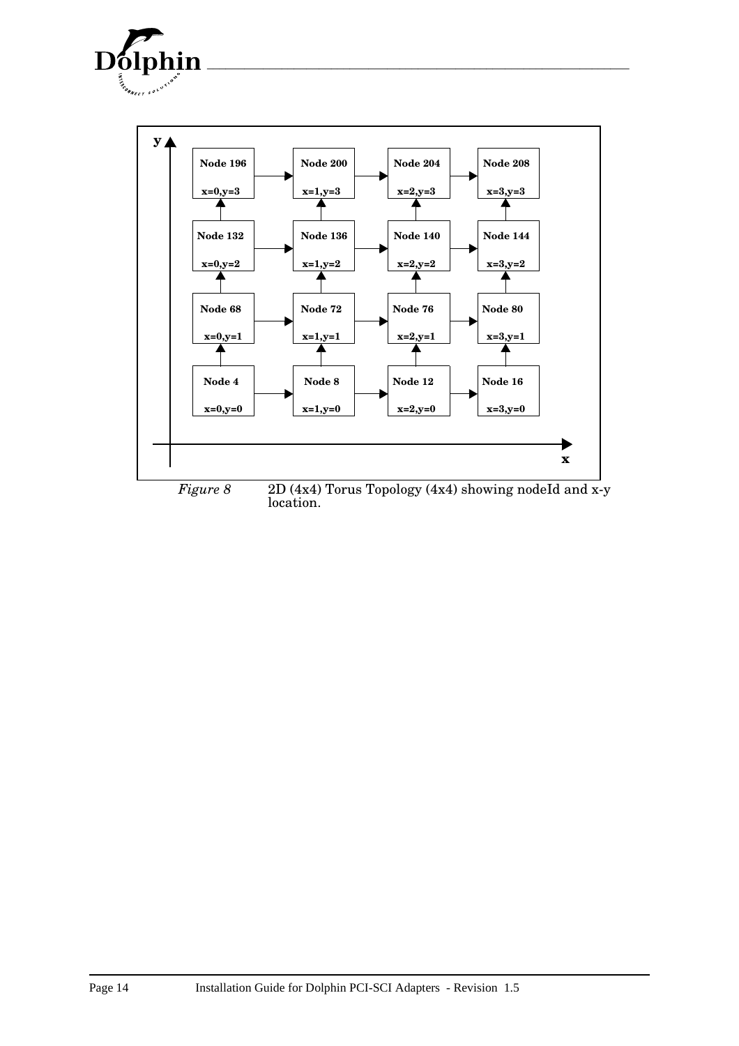| y \ x | x=0 | x=1 | x=2 | x=3 |
|---|---|---|---|---|
| y=3 | Node 196 (x=0,y=3) | Node 200 (x=1,y=3) | Node 204 (x=2,y=3) | Node 208 (x=3,y=3) |
| y=2 | Node 132 (x=0,y=2) | Node 136 (x=1,y=2) | Node 140 (x=2,y=2) | Node 144 (x=3,y=2) |
| y=1 | Node 68 (x=0,y=1) | Node 72 (x=1,y=1) | Node 76 (x=2,y=1) | Node 80 (x=3,y=1) |
| y=0 | Node 4 (x=0,y=0) | Node 8 (x=1,y=0) | Node 12 (x=2,y=0) | Node 16 (x=3,y=0) |

*Figure 8* 2D (4x4) Torus Topology (4x4) showing nodeId and x-y location.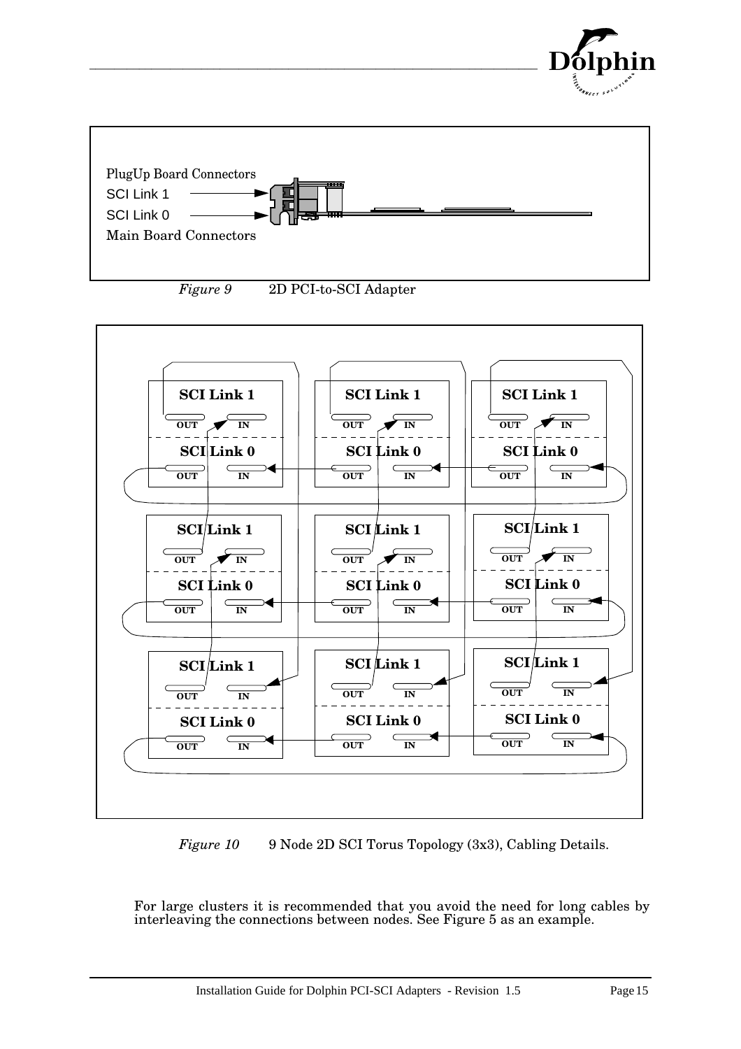PlugUp Board Connectors

SCI Link 1

SCI Link 0

Main Board Connectors

*Figure 9* 2D PCI-to-SCI Adapter

*Figure 10* 9 Node 2D SCI Torus Topology (3x3), Cabling Details.

For large clusters it is recommended that you avoid the need for long cables by interleaving the connections between nodes. See Figure 5 as an example.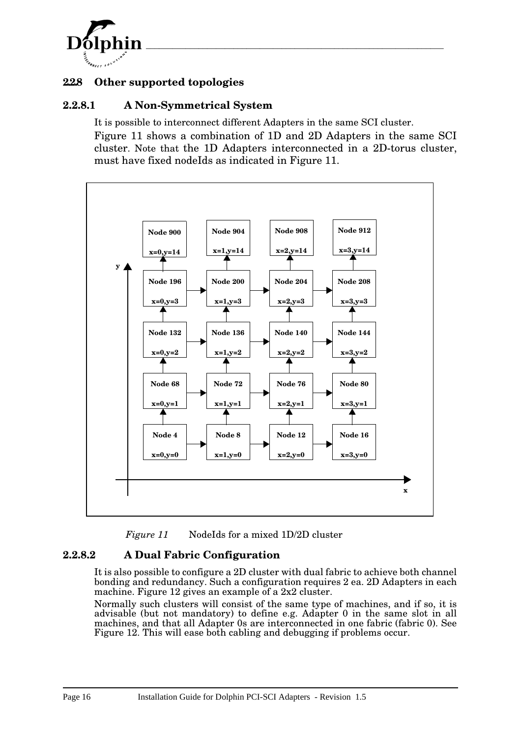### 2.2.8 Other supported topologies

#### 2.2.8.1 A Non-Symmetrical System

It is possible to interconnect different Adapters in the same SCI cluster.

Figure 11 shows a combination of 1D and 2D Adapters in the same SCI cluster. Note that the 1D Adapters interconnected in a 2D-torus cluster, must have fixed nodeIds as indicated in Figure 11.

| | x=0 | x=1 | x=2 | x=3 |
|---|---|---|---|---|
| y=14 | Node 900 | Node 904 | Node 908 | Node 912 |
| y=3 | Node 196 | Node 200 | Node 204 | Node 208 |
| y=2 | Node 132 | Node 136 | Node 140 | Node 144 |
| y=1 | Node 68 | Node 72 | Node 76 | Node 80 |
| y=0 | Node 4 | Node 8 | Node 12 | Node 16 |

*Figure 11* NodeIds for a mixed 1D/2D cluster

#### 2.2.8.2 A Dual Fabric Configuration

It is also possible to configure a 2D cluster with dual fabric to achieve both channel bonding and redundancy. Such a configuration requires 2 ea. 2D Adapters in each machine. Figure 12 gives an example of a 2x2 cluster.

Normally such clusters will consist of the same type of machines, and if so, it is advisable (but not mandatory) to define e.g. Adapter 0 in the same slot in all machines, and that all Adapter 0s are interconnected in one fabric (fabric 0). See Figure 12. This will ease both cabling and debugging if problems occur.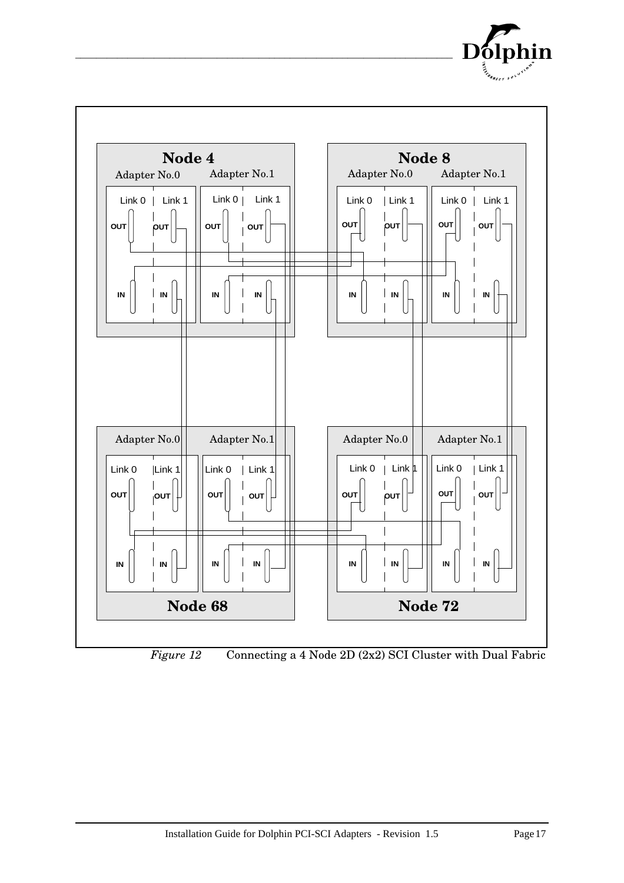Node 4

Adapter No.0 Adapter No.1

Link 0 Link 1 Link 0 Link 1

OUT OUT OUT OUT

IN IN IN IN

Node 8

Adapter No.0 Adapter No.1

Link 0 Link 1 Link 0 Link 1

OUT OUT OUT OUT

IN IN IN IN

Adapter No.0 Adapter No.1

Link 0 Link 1 Link 0 Link 1

OUT OUT OUT OUT

IN IN IN IN

Node 68

Adapter No.0 Adapter No.1

Link 0 Link 1 Link 0 Link 1

OUT OUT OUT OUT

IN IN IN IN

Node 72

*Figure 12* Connecting a 4 Node 2D (2x2) SCI Cluster with Dual Fabric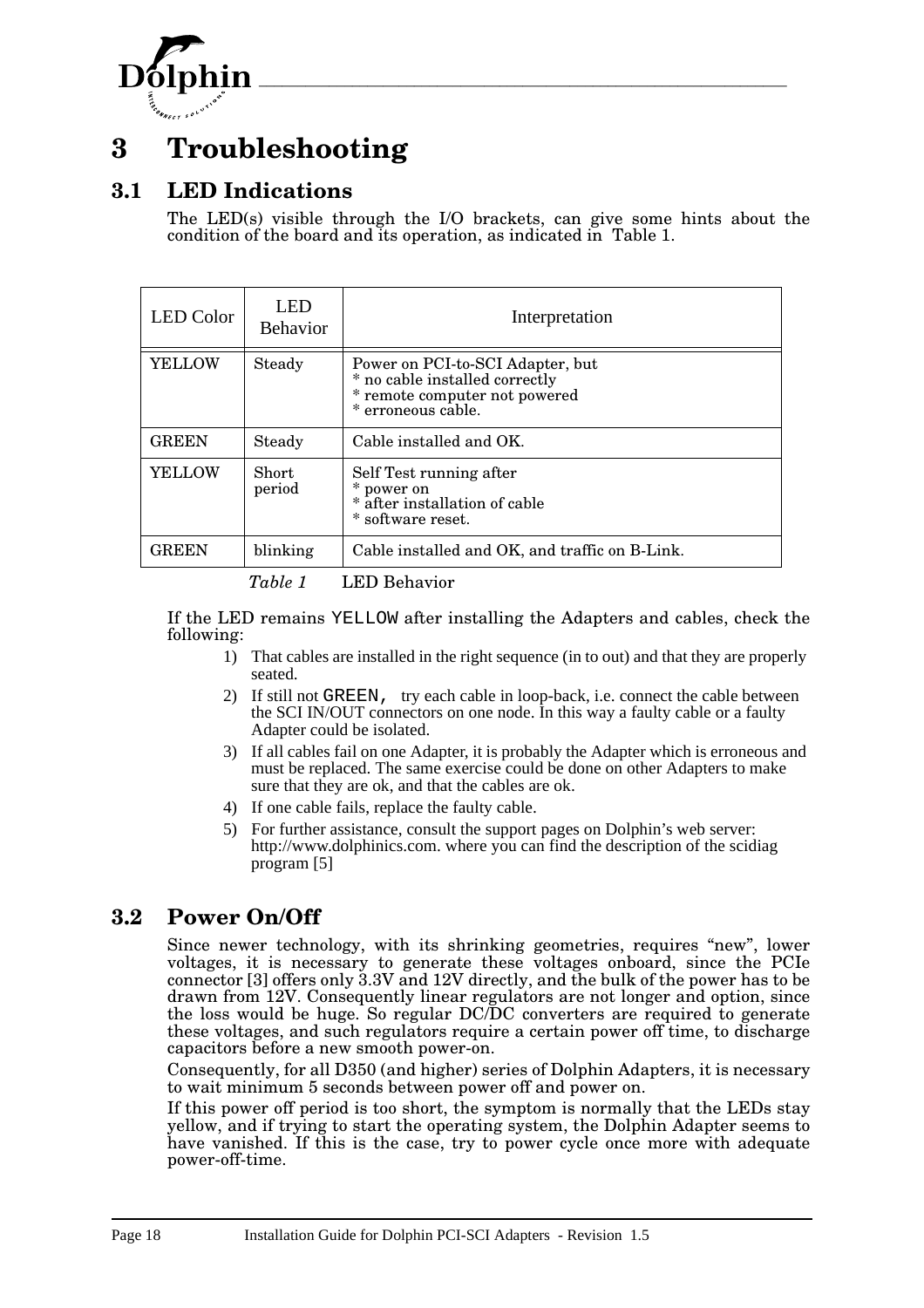# 3 Troubleshooting

## 3.1 LED Indications

The LED(s) visible through the I/O brackets, can give some hints about the condition of the board and its operation, as indicated in Table 1.

| LED Color | LED Behavior | Interpretation |
|---|---|---|
| YELLOW | Steady | Power on PCI-to-SCI Adapter, but<br>* no cable installed correctly<br>* remote computer not powered<br>* erroneous cable. |
| GREEN | Steady | Cable installed and OK. |
| YELLOW | Short period | Self Test running after<br>* power on<br>* after installation of cable<br>* software reset. |
| GREEN | blinking | Cable installed and OK, and traffic on B-Link. |

*Table 1* LED Behavior

If the LED remains YELLOW after installing the Adapters and cables, check the following:

1) That cables are installed in the right sequence (in to out) and that they are properly seated.
2) If still not GREEN, try each cable in loop-back, i.e. connect the cable between the SCI IN/OUT connectors on one node. In this way a faulty cable or a faulty Adapter could be isolated.
3) If all cables fail on one Adapter, it is probably the Adapter which is erroneous and must be replaced. The same exercise could be done on other Adapters to make sure that they are ok, and that the cables are ok.
4) If one cable fails, replace the faulty cable.
5) For further assistance, consult the support pages on Dolphin's web server: http://www.dolphinics.com. where you can find the description of the scidiag program [5]

## 3.2 Power On/Off

Since newer technology, with its shrinking geometries, requires "new", lower voltages, it is necessary to generate these voltages onboard, since the PCIe connector [3] offers only 3.3V and 12V directly, and the bulk of the power has to be drawn from 12V. Consequently linear regulators are not longer and option, since the loss would be huge. So regular DC/DC converters are required to generate these voltages, and such regulators require a certain power off time, to discharge capacitors before a new smooth power-on.

Consequently, for all D350 (and higher) series of Dolphin Adapters, it is necessary to wait minimum 5 seconds between power off and power on.

If this power off period is too short, the symptom is normally that the LEDs stay yellow, and if trying to start the operating system, the Dolphin Adapter seems to have vanished. If this is the case, try to power cycle once more with adequate power-off-time.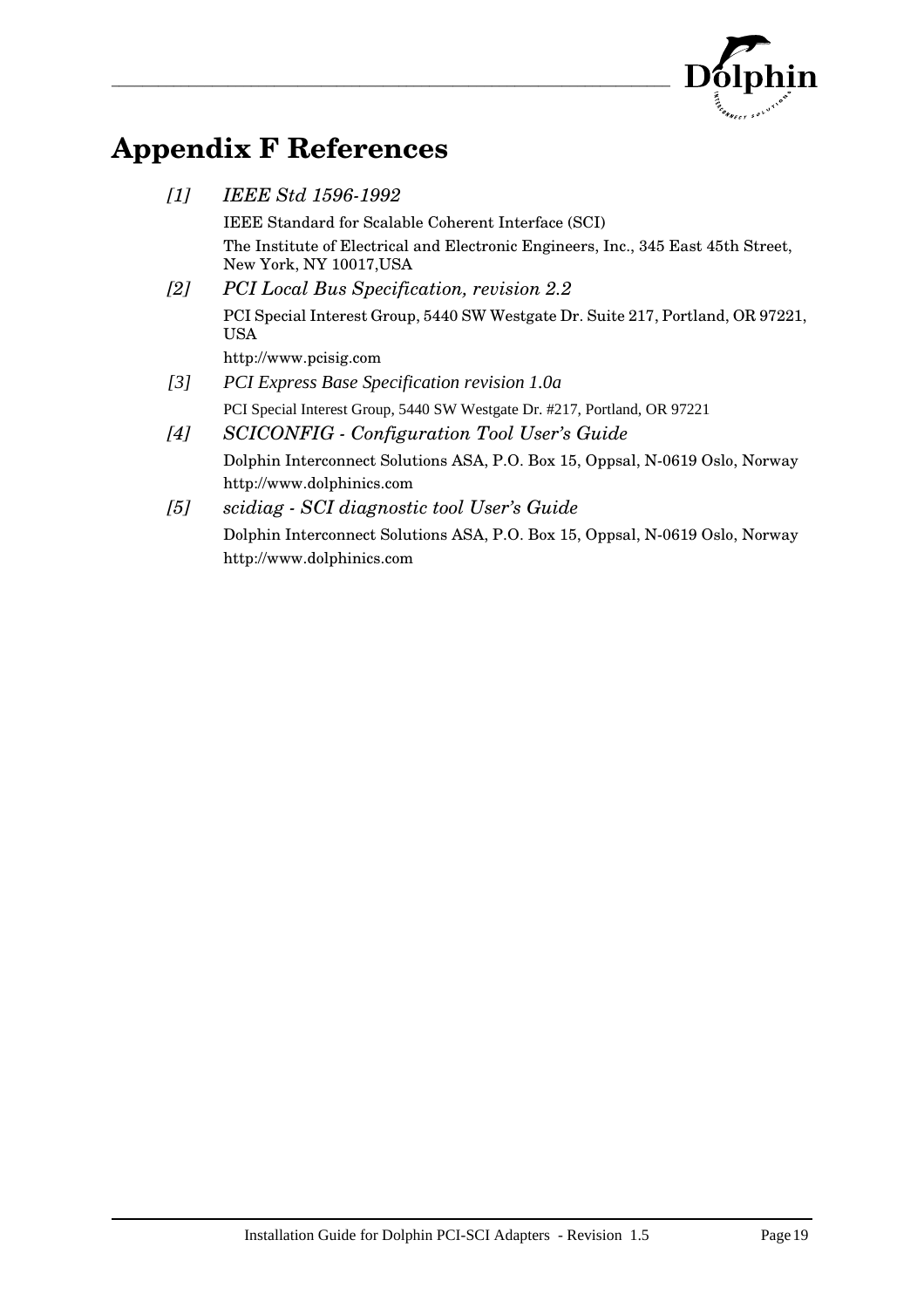# Appendix F References

*[1] IEEE Std 1596-1992*

IEEE Standard for Scalable Coherent Interface (SCI)

The Institute of Electrical and Electronic Engineers, Inc., 345 East 45th Street, New York, NY 10017,USA

*[2] PCI Local Bus Specification, revision 2.2*

PCI Special Interest Group, 5440 SW Westgate Dr. Suite 217, Portland, OR 97221, USA

http://www.pcisig.com

*[3] PCI Express Base Specification revision 1.0a*

PCI Special Interest Group, 5440 SW Westgate Dr. #217, Portland, OR 97221

*[4] SCICONFIG - Configuration Tool User's Guide*

Dolphin Interconnect Solutions ASA, P.O. Box 15, Oppsal, N-0619 Oslo, Norway

http://www.dolphinics.com

*[5] scidiag - SCI diagnostic tool User's Guide*

Dolphin Interconnect Solutions ASA, P.O. Box 15, Oppsal, N-0619 Oslo, Norway

http://www.dolphinics.com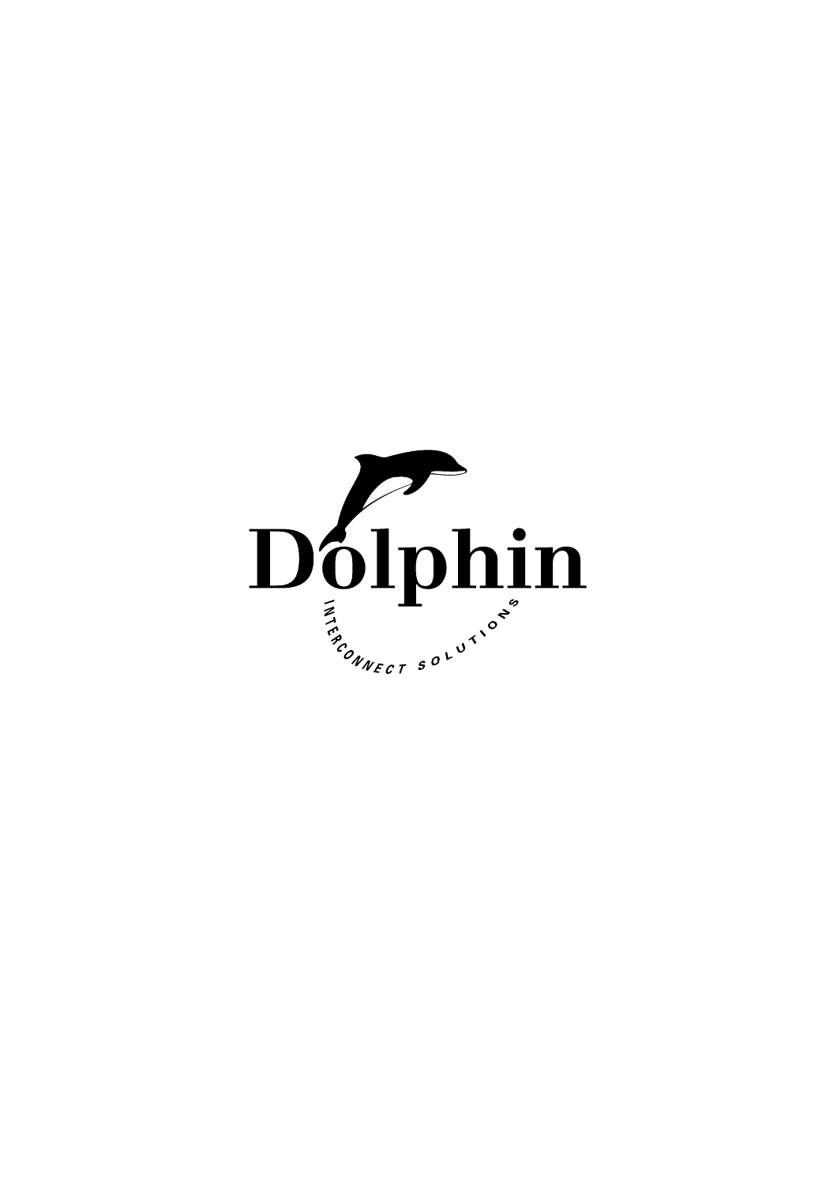Dolphin

INTERCONNECT SOLUTIONS